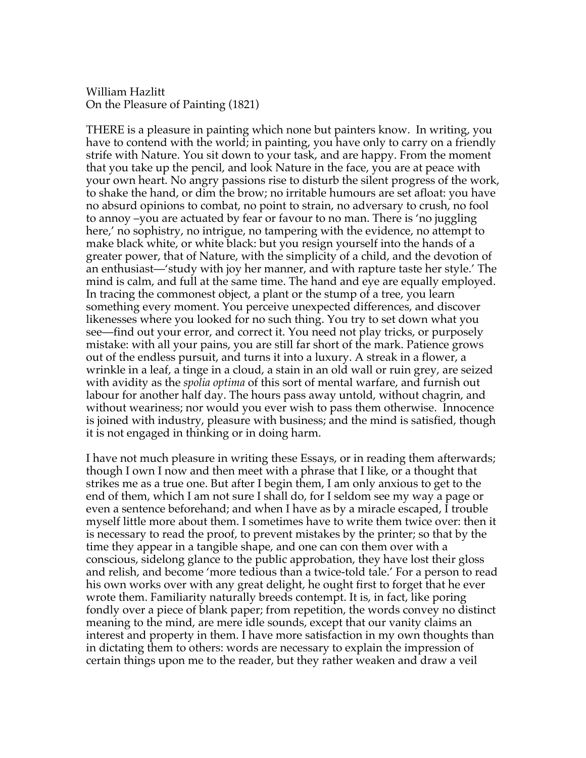William Hazlitt
On the Pleasure of Painting (1821)

THERE is a pleasure in painting which none but painters know. In writing, you have to contend with the world; in painting, you have only to carry on a friendly strife with Nature. You sit down to your task, and are happy. From the moment that you take up the pencil, and look Nature in the face, you are at peace with your own heart. No angry passions rise to disturb the silent progress of the work, to shake the hand, or dim the brow; no irritable humours are set afloat: you have no absurd opinions to combat, no point to strain, no adversary to crush, no fool to annoy –you are actuated by fear or favour to no man. There is 'no juggling here,' no sophistry, no intrigue, no tampering with the evidence, no attempt to make black white, or white black: but you resign yourself into the hands of a greater power, that of Nature, with the simplicity of a child, and the devotion of an enthusiast—'study with joy her manner, and with rapture taste her style.' The mind is calm, and full at the same time. The hand and eye are equally employed. In tracing the commonest object, a plant or the stump of a tree, you learn something every moment. You perceive unexpected differences, and discover likenesses where you looked for no such thing. You try to set down what you see—find out your error, and correct it. You need not play tricks, or purposely mistake: with all your pains, you are still far short of the mark. Patience grows out of the endless pursuit, and turns it into a luxury. A streak in a flower, a wrinkle in a leaf, a tinge in a cloud, a stain in an old wall or ruin grey, are seized with avidity as the *spolia optima* of this sort of mental warfare, and furnish out labour for another half day. The hours pass away untold, without chagrin, and without weariness; nor would you ever wish to pass them otherwise. Innocence is joined with industry, pleasure with business; and the mind is satisfied, though it is not engaged in thinking or in doing harm.

I have not much pleasure in writing these Essays, or in reading them afterwards; though I own I now and then meet with a phrase that I like, or a thought that strikes me as a true one. But after I begin them, I am only anxious to get to the end of them, which I am not sure I shall do, for I seldom see my way a page or even a sentence beforehand; and when I have as by a miracle escaped, I trouble myself little more about them. I sometimes have to write them twice over: then it is necessary to read the proof, to prevent mistakes by the printer; so that by the time they appear in a tangible shape, and one can con them over with a conscious, sidelong glance to the public approbation, they have lost their gloss and relish, and become 'more tedious than a twice-told tale.' For a person to read his own works over with any great delight, he ought first to forget that he ever wrote them. Familiarity naturally breeds contempt. It is, in fact, like poring fondly over a piece of blank paper; from repetition, the words convey no distinct meaning to the mind, are mere idle sounds, except that our vanity claims an interest and property in them. I have more satisfaction in my own thoughts than in dictating them to others: words are necessary to explain the impression of certain things upon me to the reader, but they rather weaken and draw a veil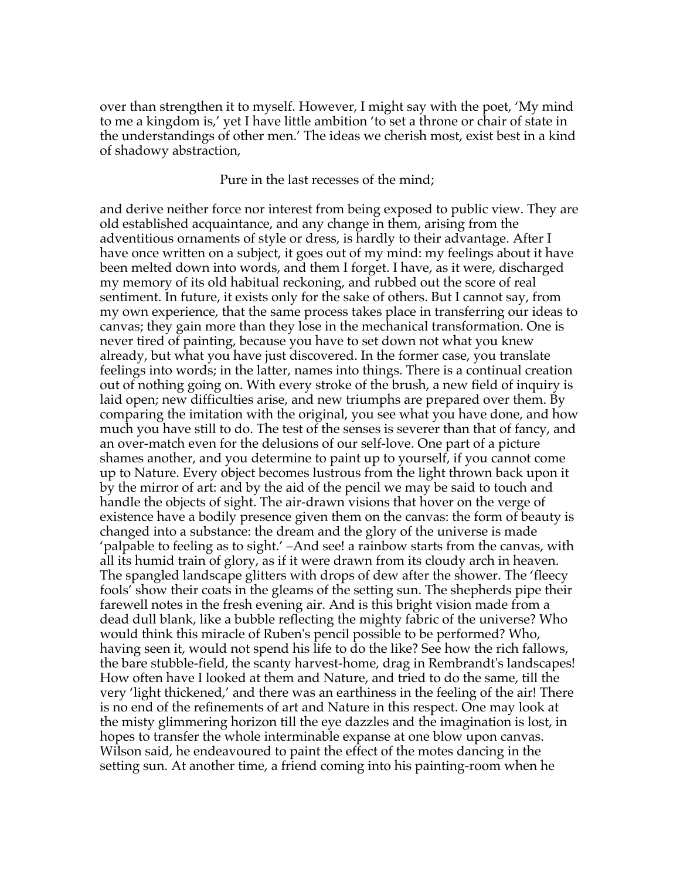over than strengthen it to myself. However, I might say with the poet, 'My mind to me a kingdom is,' yet I have little ambition 'to set a throne or chair of state in the understandings of other men.' The ideas we cherish most, exist best in a kind of shadowy abstraction,

Pure in the last recesses of the mind;

and derive neither force nor interest from being exposed to public view. They are old established acquaintance, and any change in them, arising from the adventitious ornaments of style or dress, is hardly to their advantage. After I have once written on a subject, it goes out of my mind: my feelings about it have been melted down into words, and them I forget. I have, as it were, discharged my memory of its old habitual reckoning, and rubbed out the score of real sentiment. In future, it exists only for the sake of others. But I cannot say, from my own experience, that the same process takes place in transferring our ideas to canvas; they gain more than they lose in the mechanical transformation. One is never tired of painting, because you have to set down not what you knew already, but what you have just discovered. In the former case, you translate feelings into words; in the latter, names into things. There is a continual creation out of nothing going on. With every stroke of the brush, a new field of inquiry is laid open; new difficulties arise, and new triumphs are prepared over them. By comparing the imitation with the original, you see what you have done, and how much you have still to do. The test of the senses is severer than that of fancy, and an over-match even for the delusions of our self-love. One part of a picture shames another, and you determine to paint up to yourself, if you cannot come up to Nature. Every object becomes lustrous from the light thrown back upon it by the mirror of art: and by the aid of the pencil we may be said to touch and handle the objects of sight. The air-drawn visions that hover on the verge of existence have a bodily presence given them on the canvas: the form of beauty is changed into a substance: the dream and the glory of the universe is made 'palpable to feeling as to sight.' –And see! a rainbow starts from the canvas, with all its humid train of glory, as if it were drawn from its cloudy arch in heaven. The spangled landscape glitters with drops of dew after the shower. The 'fleecy fools' show their coats in the gleams of the setting sun. The shepherds pipe their farewell notes in the fresh evening air. And is this bright vision made from a dead dull blank, like a bubble reflecting the mighty fabric of the universe? Who would think this miracle of Ruben's pencil possible to be performed? Who, having seen it, would not spend his life to do the like? See how the rich fallows, the bare stubble-field, the scanty harvest-home, drag in Rembrandt's landscapes! How often have I looked at them and Nature, and tried to do the same, till the very 'light thickened,' and there was an earthiness in the feeling of the air! There is no end of the refinements of art and Nature in this respect. One may look at the misty glimmering horizon till the eye dazzles and the imagination is lost, in hopes to transfer the whole interminable expanse at one blow upon canvas. Wilson said, he endeavoured to paint the effect of the motes dancing in the setting sun. At another time, a friend coming into his painting-room when he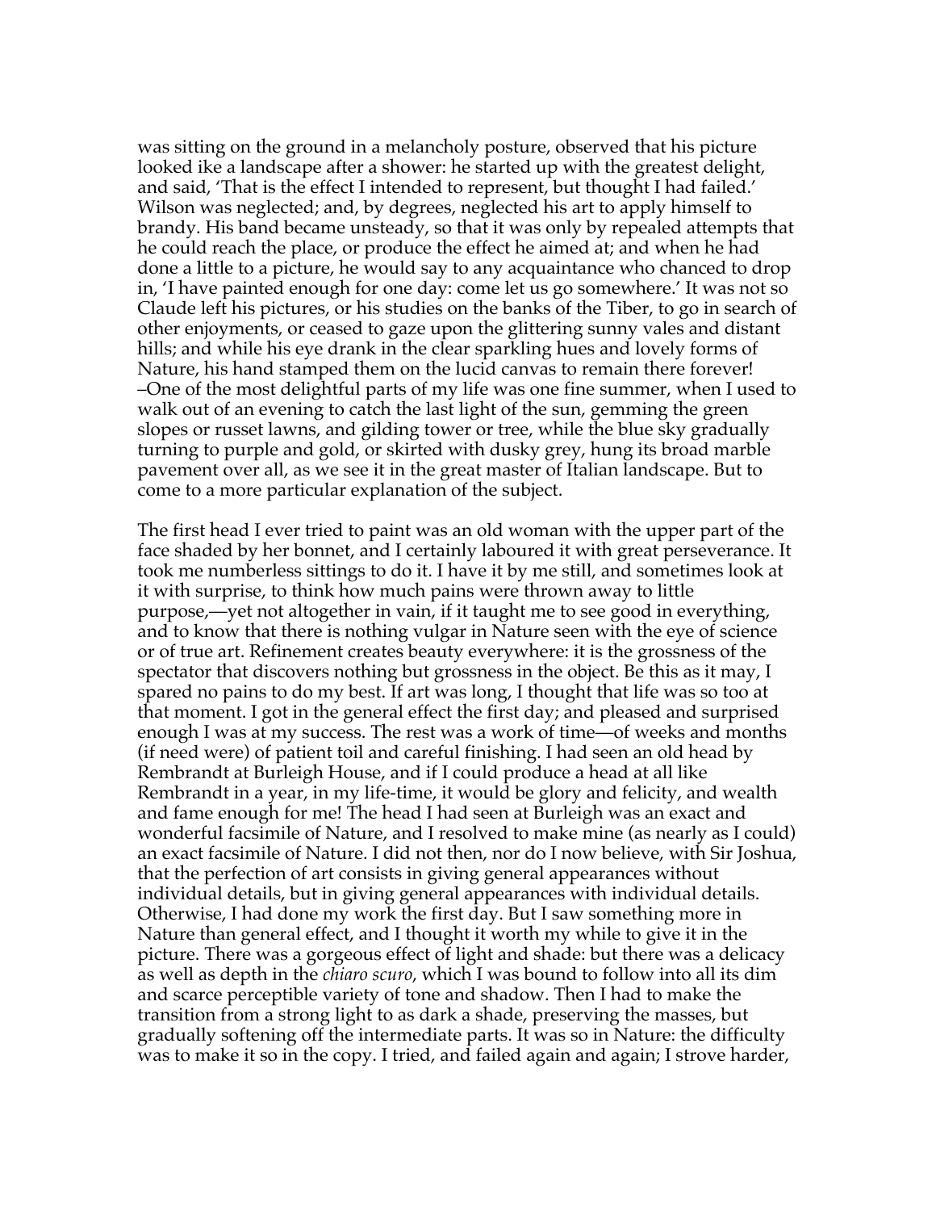was sitting on the ground in a melancholy posture, observed that his picture looked ike a landscape after a shower: he started up with the greatest delight, and said, 'That is the effect I intended to represent, but thought I had failed.' Wilson was neglected; and, by degrees, neglected his art to apply himself to brandy. His band became unsteady, so that it was only by repealed attempts that he could reach the place, or produce the effect he aimed at; and when he had done a little to a picture, he would say to any acquaintance who chanced to drop in, 'I have painted enough for one day: come let us go somewhere.' It was not so Claude left his pictures, or his studies on the banks of the Tiber, to go in search of other enjoyments, or ceased to gaze upon the glittering sunny vales and distant hills; and while his eye drank in the clear sparkling hues and lovely forms of Nature, his hand stamped them on the lucid canvas to remain there forever! –One of the most delightful parts of my life was one fine summer, when I used to walk out of an evening to catch the last light of the sun, gemming the green slopes or russet lawns, and gilding tower or tree, while the blue sky gradually turning to purple and gold, or skirted with dusky grey, hung its broad marble pavement over all, as we see it in the great master of Italian landscape. But to come to a more particular explanation of the subject.

The first head I ever tried to paint was an old woman with the upper part of the face shaded by her bonnet, and I certainly laboured it with great perseverance. It took me numberless sittings to do it. I have it by me still, and sometimes look at it with surprise, to think how much pains were thrown away to little purpose,—yet not altogether in vain, if it taught me to see good in everything, and to know that there is nothing vulgar in Nature seen with the eye of science or of true art. Refinement creates beauty everywhere: it is the grossness of the spectator that discovers nothing but grossness in the object. Be this as it may, I spared no pains to do my best. If art was long, I thought that life was so too at that moment. I got in the general effect the first day; and pleased and surprised enough I was at my success. The rest was a work of time—of weeks and months (if need were) of patient toil and careful finishing. I had seen an old head by Rembrandt at Burleigh House, and if I could produce a head at all like Rembrandt in a year, in my life-time, it would be glory and felicity, and wealth and fame enough for me! The head I had seen at Burleigh was an exact and wonderful facsimile of Nature, and I resolved to make mine (as nearly as I could) an exact facsimile of Nature. I did not then, nor do I now believe, with Sir Joshua, that the perfection of art consists in giving general appearances without individual details, but in giving general appearances with individual details. Otherwise, I had done my work the first day. But I saw something more in Nature than general effect, and I thought it worth my while to give it in the picture. There was a gorgeous effect of light and shade: but there was a delicacy as well as depth in the *chiaro scuro,* which I was bound to follow into all its dim and scarce perceptible variety of tone and shadow. Then I had to make the transition from a strong light to as dark a shade, preserving the masses, but gradually softening off the intermediate parts. It was so in Nature: the difficulty was to make it so in the copy. I tried, and failed again and again; I strove harder,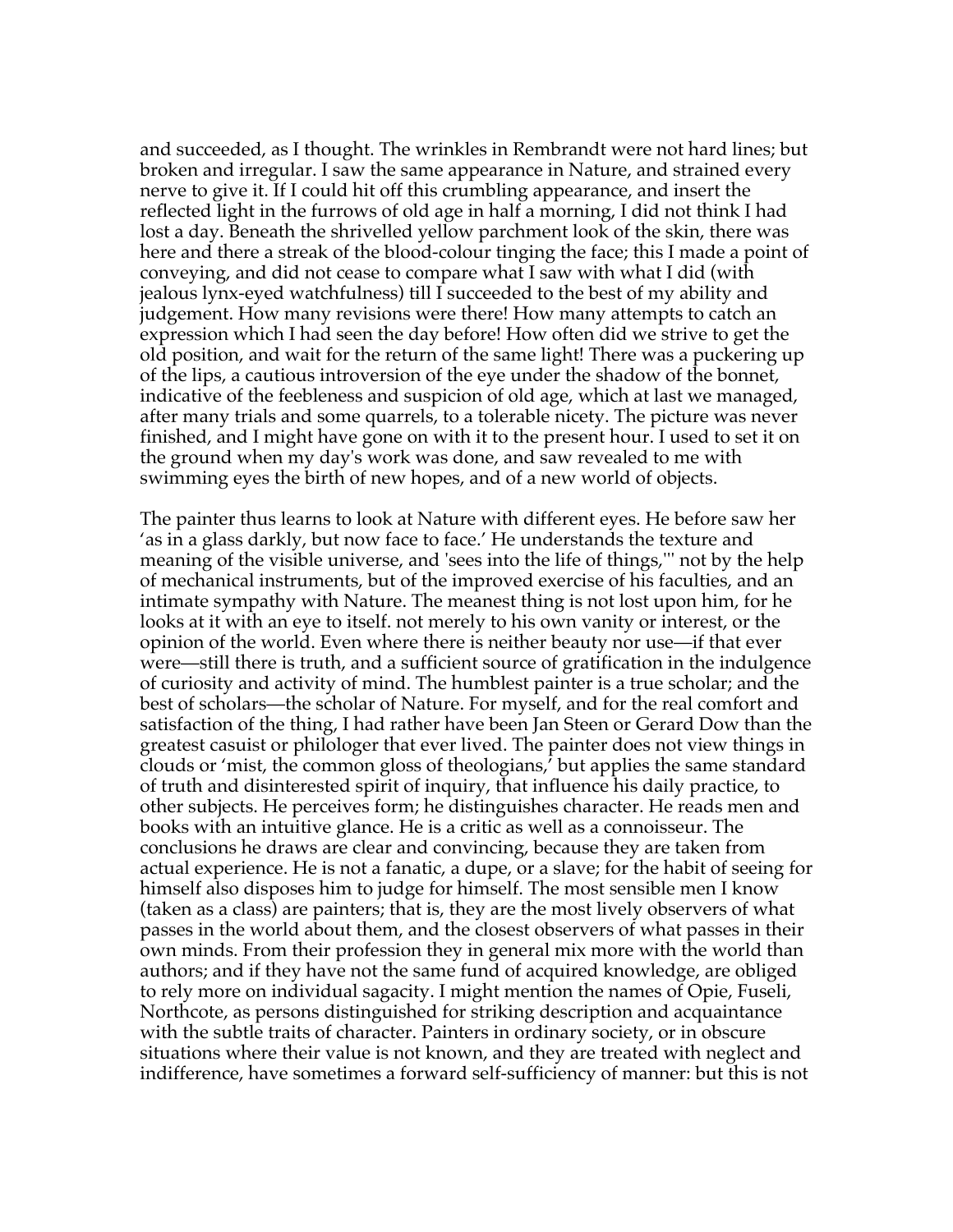and succeeded, as I thought. The wrinkles in Rembrandt were not hard lines; but broken and irregular. I saw the same appearance in Nature, and strained every nerve to give it. If I could hit off this crumbling appearance, and insert the reflected light in the furrows of old age in half a morning, I did not think I had lost a day. Beneath the shrivelled yellow parchment look of the skin, there was here and there a streak of the blood-colour tinging the face; this I made a point of conveying, and did not cease to compare what I saw with what I did (with jealous lynx-eyed watchfulness) till I succeeded to the best of my ability and judgement. How many revisions were there! How many attempts to catch an expression which I had seen the day before! How often did we strive to get the old position, and wait for the return of the same light! There was a puckering up of the lips, a cautious introversion of the eye under the shadow of the bonnet, indicative of the feebleness and suspicion of old age, which at last we managed, after many trials and some quarrels, to a tolerable nicety. The picture was never finished, and I might have gone on with it to the present hour. I used to set it on the ground when my day's work was done, and saw revealed to me with swimming eyes the birth of new hopes, and of a new world of objects.

The painter thus learns to look at Nature with different eyes. He before saw her 'as in a glass darkly, but now face to face.' He understands the texture and meaning of the visible universe, and 'sees into the life of things,'" not by the help of mechanical instruments, but of the improved exercise of his faculties, and an intimate sympathy with Nature. The meanest thing is not lost upon him, for he looks at it with an eye to itself. not merely to his own vanity or interest, or the opinion of the world. Even where there is neither beauty nor use—if that ever were—still there is truth, and a sufficient source of gratification in the indulgence of curiosity and activity of mind. The humblest painter is a true scholar; and the best of scholars—the scholar of Nature. For myself, and for the real comfort and satisfaction of the thing, I had rather have been Jan Steen or Gerard Dow than the greatest casuist or philologer that ever lived. The painter does not view things in clouds or 'mist, the common gloss of theologians,' but applies the same standard of truth and disinterested spirit of inquiry, that influence his daily practice, to other subjects. He perceives form; he distinguishes character. He reads men and books with an intuitive glance. He is a critic as well as a connoisseur. The conclusions he draws are clear and convincing, because they are taken from actual experience. He is not a fanatic, a dupe, or a slave; for the habit of seeing for himself also disposes him to judge for himself. The most sensible men I know (taken as a class) are painters; that is, they are the most lively observers of what passes in the world about them, and the closest observers of what passes in their own minds. From their profession they in general mix more with the world than authors; and if they have not the same fund of acquired knowledge, are obliged to rely more on individual sagacity. I might mention the names of Opie, Fuseli, Northcote, as persons distinguished for striking description and acquaintance with the subtle traits of character. Painters in ordinary society, or in obscure situations where their value is not known, and they are treated with neglect and indifference, have sometimes a forward self-sufficiency of manner: but this is not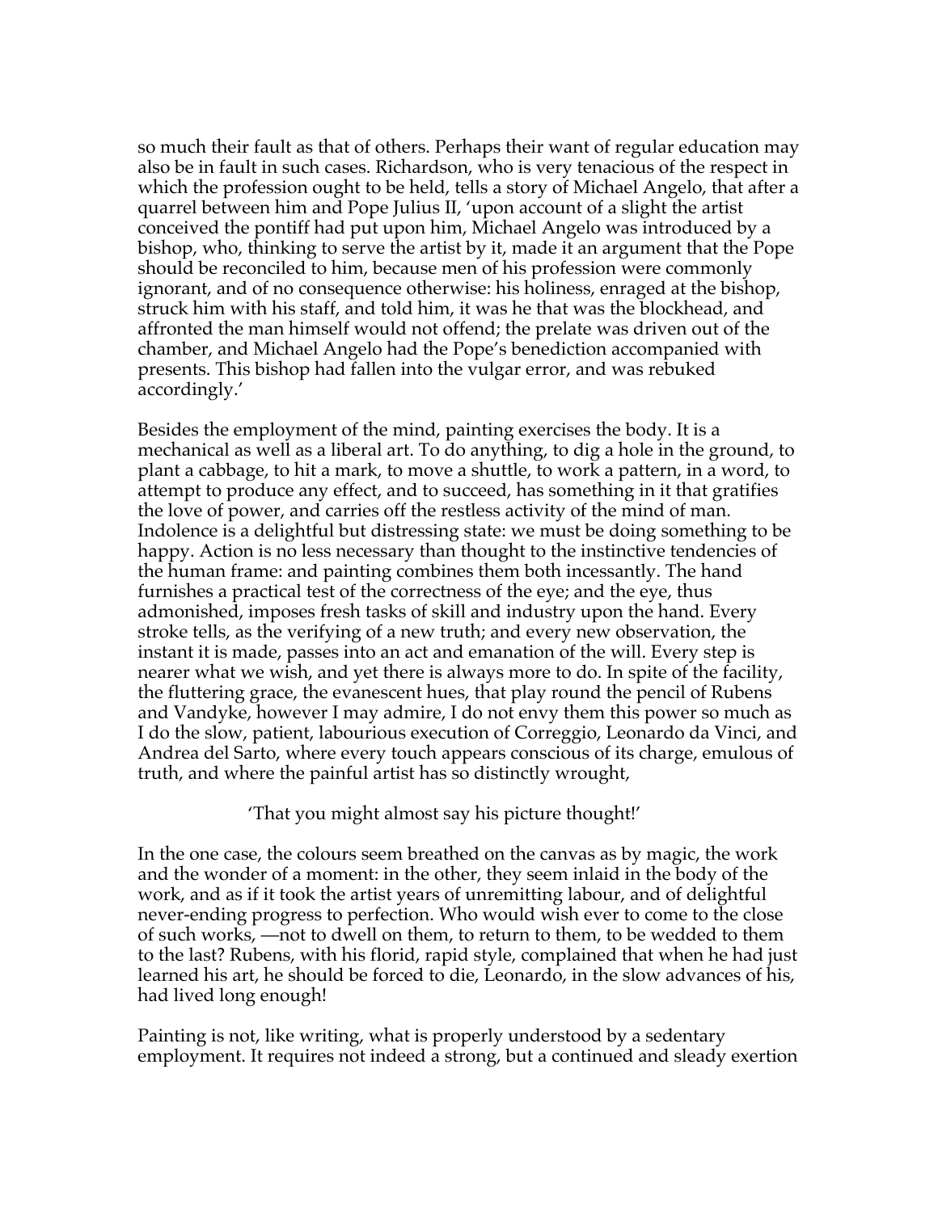so much their fault as that of others. Perhaps their want of regular education may also be in fault in such cases. Richardson, who is very tenacious of the respect in which the profession ought to be held, tells a story of Michael Angelo, that after a quarrel between him and Pope Julius II, 'upon account of a slight the artist conceived the pontiff had put upon him, Michael Angelo was introduced by a bishop, who, thinking to serve the artist by it, made it an argument that the Pope should be reconciled to him, because men of his profession were commonly ignorant, and of no consequence otherwise: his holiness, enraged at the bishop, struck him with his staff, and told him, it was he that was the blockhead, and affronted the man himself would not offend; the prelate was driven out of the chamber, and Michael Angelo had the Pope's benediction accompanied with presents. This bishop had fallen into the vulgar error, and was rebuked accordingly.'

Besides the employment of the mind, painting exercises the body. It is a mechanical as well as a liberal art. To do anything, to dig a hole in the ground, to plant a cabbage, to hit a mark, to move a shuttle, to work a pattern, in a word, to attempt to produce any effect, and to succeed, has something in it that gratifies the love of power, and carries off the restless activity of the mind of man. Indolence is a delightful but distressing state: we must be doing something to be happy. Action is no less necessary than thought to the instinctive tendencies of the human frame: and painting combines them both incessantly. The hand furnishes a practical test of the correctness of the eye; and the eye, thus admonished, imposes fresh tasks of skill and industry upon the hand. Every stroke tells, as the verifying of a new truth; and every new observation, the instant it is made, passes into an act and emanation of the will. Every step is nearer what we wish, and yet there is always more to do. In spite of the facility, the fluttering grace, the evanescent hues, that play round the pencil of Rubens and Vandyke, however I may admire, I do not envy them this power so much as I do the slow, patient, labourious execution of Correggio, Leonardo da Vinci, and Andrea del Sarto, where every touch appears conscious of its charge, emulous of truth, and where the painful artist has so distinctly wrought,

'That you might almost say his picture thought!'

In the one case, the colours seem breathed on the canvas as by magic, the work and the wonder of a moment: in the other, they seem inlaid in the body of the work, and as if it took the artist years of unremitting labour, and of delightful never-ending progress to perfection. Who would wish ever to come to the close of such works, —not to dwell on them, to return to them, to be wedded to them to the last? Rubens, with his florid, rapid style, complained that when he had just learned his art, he should be forced to die, Leonardo, in the slow advances of his, had lived long enough!

Painting is not, like writing, what is properly understood by a sedentary employment. It requires not indeed a strong, but a continued and sleady exertion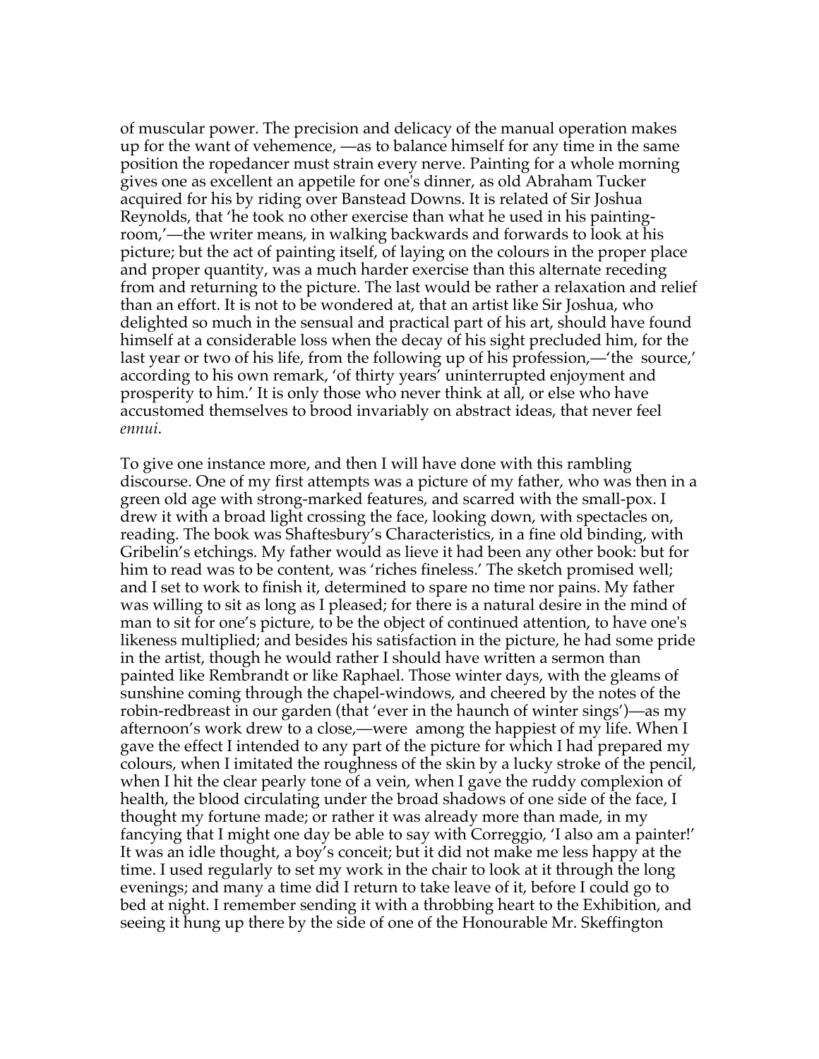of muscular power. The precision and delicacy of the manual operation makes up for the want of vehemence, —as to balance himself for any time in the same position the ropedancer must strain every nerve. Painting for a whole morning gives one as excellent an appetile for one's dinner, as old Abraham Tucker acquired for his by riding over Banstead Downs. It is related of Sir Joshua Reynolds, that 'he took no other exercise than what he used in his painting-room,'—the writer means, in walking backwards and forwards to look at his picture; but the act of painting itself, of laying on the colours in the proper place and proper quantity, was a much harder exercise than this alternate receding from and returning to the picture. The last would be rather a relaxation and relief than an effort. It is not to be wondered at, that an artist like Sir Joshua, who delighted so much in the sensual and practical part of his art, should have found himself at a considerable loss when the decay of his sight precluded him, for the last year or two of his life, from the following up of his profession,—'the source,' according to his own remark, 'of thirty years' uninterrupted enjoyment and prosperity to him.' It is only those who never think at all, or else who have accustomed themselves to brood invariably on abstract ideas, that never feel *ennui*.

To give one instance more, and then I will have done with this rambling discourse. One of my first attempts was a picture of my father, who was then in a green old age with strong-marked features, and scarred with the small-pox. I drew it with a broad light crossing the face, looking down, with spectacles on, reading. The book was Shaftesbury's Characteristics, in a fine old binding, with Gribelin's etchings. My father would as lieve it had been any other book: but for him to read was to be content, was 'riches fineless.' The sketch promised well; and I set to work to finish it, determined to spare no time nor pains. My father was willing to sit as long as I pleased; for there is a natural desire in the mind of man to sit for one's picture, to be the object of continued attention, to have one's likeness multiplied; and besides his satisfaction in the picture, he had some pride in the artist, though he would rather I should have written a sermon than painted like Rembrandt or like Raphael. Those winter days, with the gleams of sunshine coming through the chapel-windows, and cheered by the notes of the robin-redbreast in our garden (that 'ever in the haunch of winter sings')—as my afternoon's work drew to a close,—were among the happiest of my life. When I gave the effect I intended to any part of the picture for which I had prepared my colours, when I imitated the roughness of the skin by a lucky stroke of the pencil, when I hit the clear pearly tone of a vein, when I gave the ruddy complexion of health, the blood circulating under the broad shadows of one side of the face, I thought my fortune made; or rather it was already more than made, in my fancying that I might one day be able to say with Correggio, 'I also am a painter!' It was an idle thought, a boy's conceit; but it did not make me less happy at the time. I used regularly to set my work in the chair to look at it through the long evenings; and many a time did I return to take leave of it, before I could go to bed at night. I remember sending it with a throbbing heart to the Exhibition, and seeing it hung up there by the side of one of the Honourable Mr. Skeffington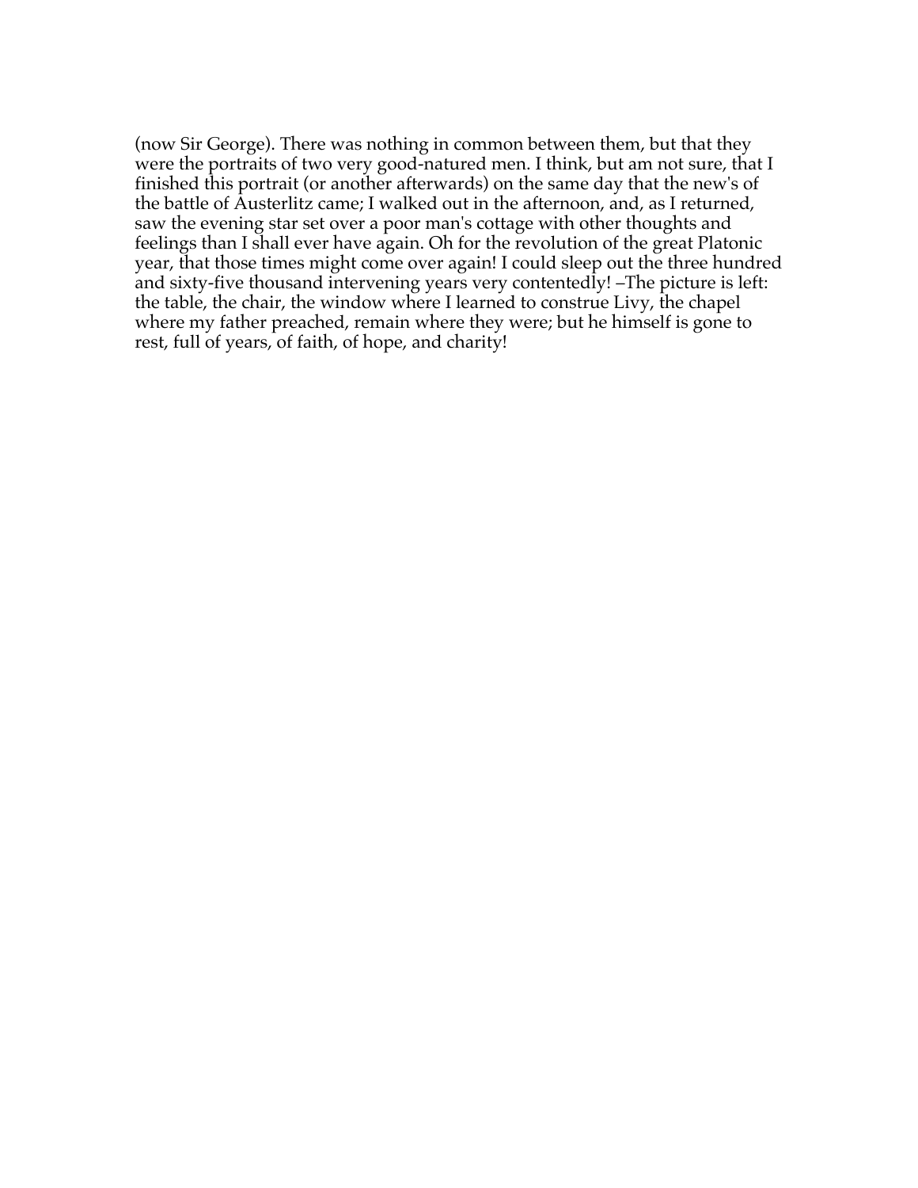(now Sir George). There was nothing in common between them, but that they were the portraits of two very good-natured men. I think, but am not sure, that I finished this portrait (or another afterwards) on the same day that the new's of the battle of Austerlitz came; I walked out in the afternoon, and, as I returned, saw the evening star set over a poor man's cottage with other thoughts and feelings than I shall ever have again. Oh for the revolution of the great Platonic year, that those times might come over again! I could sleep out the three hundred and sixty-five thousand intervening years very contentedly! –The picture is left: the table, the chair, the window where I learned to construe Livy, the chapel where my father preached, remain where they were; but he himself is gone to rest, full of years, of faith, of hope, and charity!